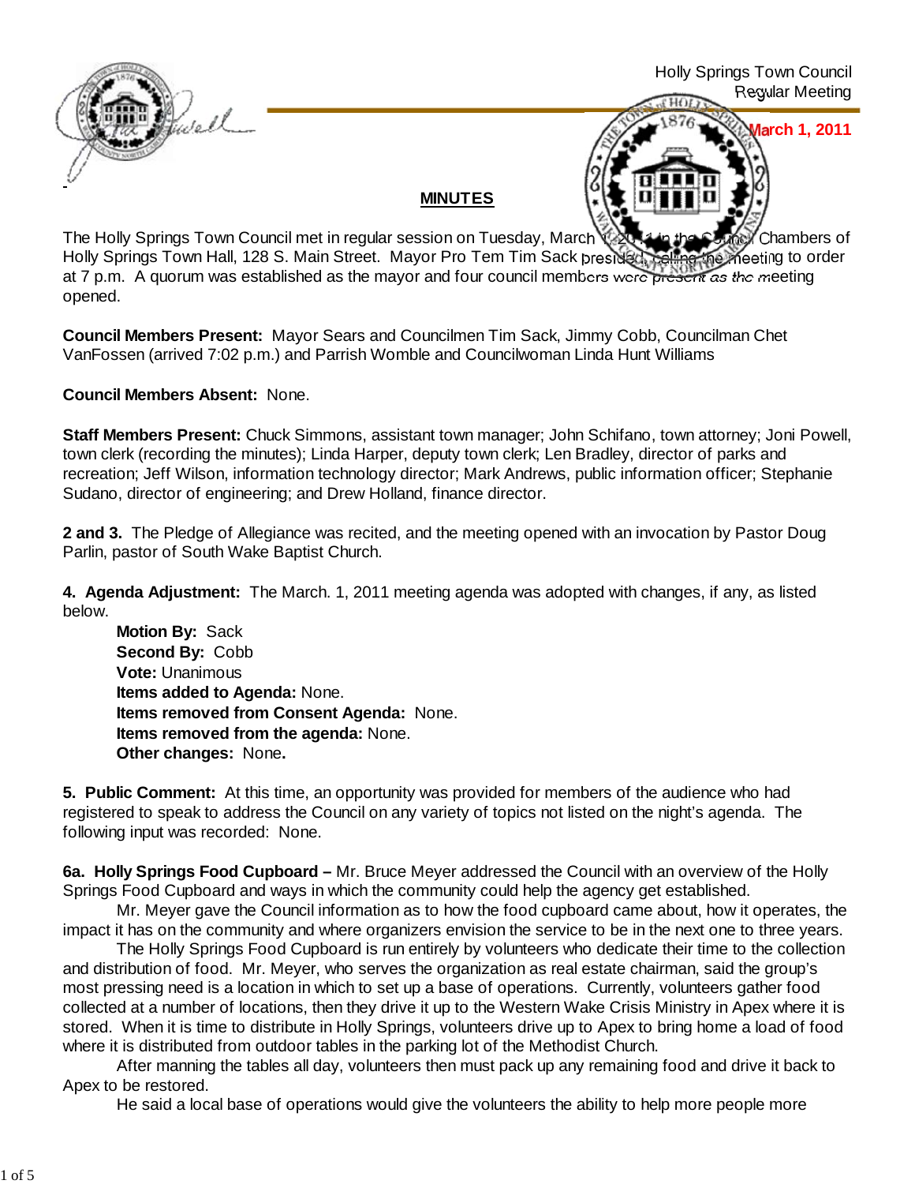Holly Springs Town Council
Regular Meeting

**March 1, 2011**

## MINUTES

The Holly Springs Town Council met in regular session on Tuesday, March 1, 2011 in the Council Chambers of Holly Springs Town Hall, 128 S. Main Street. Mayor Pro Tem Tim Sack presided, calling the meeting to order at 7 p.m. A quorum was established as the mayor and four council members were present as the meeting opened.

**Council Members Present:** Mayor Sears and Councilmen Tim Sack, Jimmy Cobb, Councilman Chet VanFossen (arrived 7:02 p.m.) and Parrish Womble and Councilwoman Linda Hunt Williams

**Council Members Absent:** None.

**Staff Members Present:** Chuck Simmons, assistant town manager; John Schifano, town attorney; Joni Powell, town clerk (recording the minutes); Linda Harper, deputy town clerk; Len Bradley, director of parks and recreation; Jeff Wilson, information technology director; Mark Andrews, public information officer; Stephanie Sudano, director of engineering; and Drew Holland, finance director.

**2 and 3.** The Pledge of Allegiance was recited, and the meeting opened with an invocation by Pastor Doug Parlin, pastor of South Wake Baptist Church.

**4. Agenda Adjustment:** The March. 1, 2011 meeting agenda was adopted with changes, if any, as listed below.

**Motion By:** Sack
**Second By:** Cobb
**Vote:** Unanimous
**Items added to Agenda:** None.
**Items removed from Consent Agenda:** None.
**Items removed from the agenda:** None.
**Other changes:** None**.**

**5. Public Comment:** At this time, an opportunity was provided for members of the audience who had registered to speak to address the Council on any variety of topics not listed on the night's agenda. The following input was recorded: None.

**6a. Holly Springs Food Cupboard –** Mr. Bruce Meyer addressed the Council with an overview of the Holly Springs Food Cupboard and ways in which the community could help the agency get established.

Mr. Meyer gave the Council information as to how the food cupboard came about, how it operates, the impact it has on the community and where organizers envision the service to be in the next one to three years.

The Holly Springs Food Cupboard is run entirely by volunteers who dedicate their time to the collection and distribution of food. Mr. Meyer, who serves the organization as real estate chairman, said the group's most pressing need is a location in which to set up a base of operations. Currently, volunteers gather food collected at a number of locations, then they drive it up to the Western Wake Crisis Ministry in Apex where it is stored. When it is time to distribute in Holly Springs, volunteers drive up to Apex to bring home a load of food where it is distributed from outdoor tables in the parking lot of the Methodist Church.

After manning the tables all day, volunteers then must pack up any remaining food and drive it back to Apex to be restored.

He said a local base of operations would give the volunteers the ability to help more people more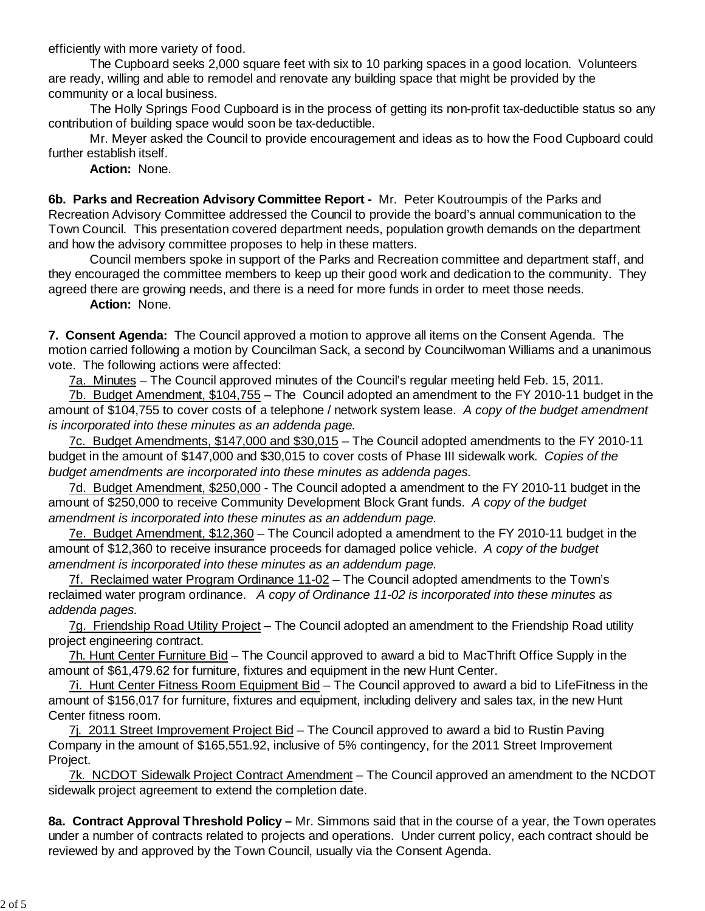efficiently with more variety of food.

The Cupboard seeks 2,000 square feet with six to 10 parking spaces in a good location. Volunteers are ready, willing and able to remodel and renovate any building space that might be provided by the community or a local business.

The Holly Springs Food Cupboard is in the process of getting its non-profit tax-deductible status so any contribution of building space would soon be tax-deductible.

Mr. Meyer asked the Council to provide encouragement and ideas as to how the Food Cupboard could further establish itself.

**Action:** None.

**6b. Parks and Recreation Advisory Committee Report -** Mr. Peter Koutroumpis of the Parks and Recreation Advisory Committee addressed the Council to provide the board's annual communication to the Town Council. This presentation covered department needs, population growth demands on the department and how the advisory committee proposes to help in these matters.

Council members spoke in support of the Parks and Recreation committee and department staff, and they encouraged the committee members to keep up their good work and dedication to the community. They agreed there are growing needs, and there is a need for more funds in order to meet those needs.

**Action:** None.

**7. Consent Agenda:** The Council approved a motion to approve all items on the Consent Agenda. The motion carried following a motion by Councilman Sack, a second by Councilwoman Williams and a unanimous vote. The following actions were affected:

7a. Minutes – The Council approved minutes of the Council's regular meeting held Feb. 15, 2011.

7b. Budget Amendment, $104,755 – The Council adopted an amendment to the FY 2010-11 budget in the amount of $104,755 to cover costs of a telephone / network system lease. *A copy of the budget amendment is incorporated into these minutes as an addenda page.*

7c. Budget Amendments, $147,000 and $30,015 – The Council adopted amendments to the FY 2010-11 budget in the amount of $147,000 and $30,015 to cover costs of Phase III sidewalk work. *Copies of the budget amendments are incorporated into these minutes as addenda pages.*

7d. Budget Amendment, $250,000 - The Council adopted a amendment to the FY 2010-11 budget in the amount of $250,000 to receive Community Development Block Grant funds. *A copy of the budget amendment is incorporated into these minutes as an addendum page.*

7e. Budget Amendment, $12,360 – The Council adopted a amendment to the FY 2010-11 budget in the amount of $12,360 to receive insurance proceeds for damaged police vehicle. *A copy of the budget amendment is incorporated into these minutes as an addendum page.*

7f. Reclaimed water Program Ordinance 11-02 – The Council adopted amendments to the Town's reclaimed water program ordinance. *A copy of Ordinance 11-02 is incorporated into these minutes as addenda pages.*

7g. Friendship Road Utility Project – The Council adopted an amendment to the Friendship Road utility project engineering contract.

7h. Hunt Center Furniture Bid – The Council approved to award a bid to MacThrift Office Supply in the amount of $61,479.62 for furniture, fixtures and equipment in the new Hunt Center.

7i. Hunt Center Fitness Room Equipment Bid – The Council approved to award a bid to LifeFitness in the amount of $156,017 for furniture, fixtures and equipment, including delivery and sales tax, in the new Hunt Center fitness room.

7j. 2011 Street Improvement Project Bid – The Council approved to award a bid to Rustin Paving Company in the amount of $165,551.92, inclusive of 5% contingency, for the 2011 Street Improvement Project.

7k. NCDOT Sidewalk Project Contract Amendment – The Council approved an amendment to the NCDOT sidewalk project agreement to extend the completion date.

**8a. Contract Approval Threshold Policy –** Mr. Simmons said that in the course of a year, the Town operates under a number of contracts related to projects and operations. Under current policy, each contract should be reviewed by and approved by the Town Council, usually via the Consent Agenda.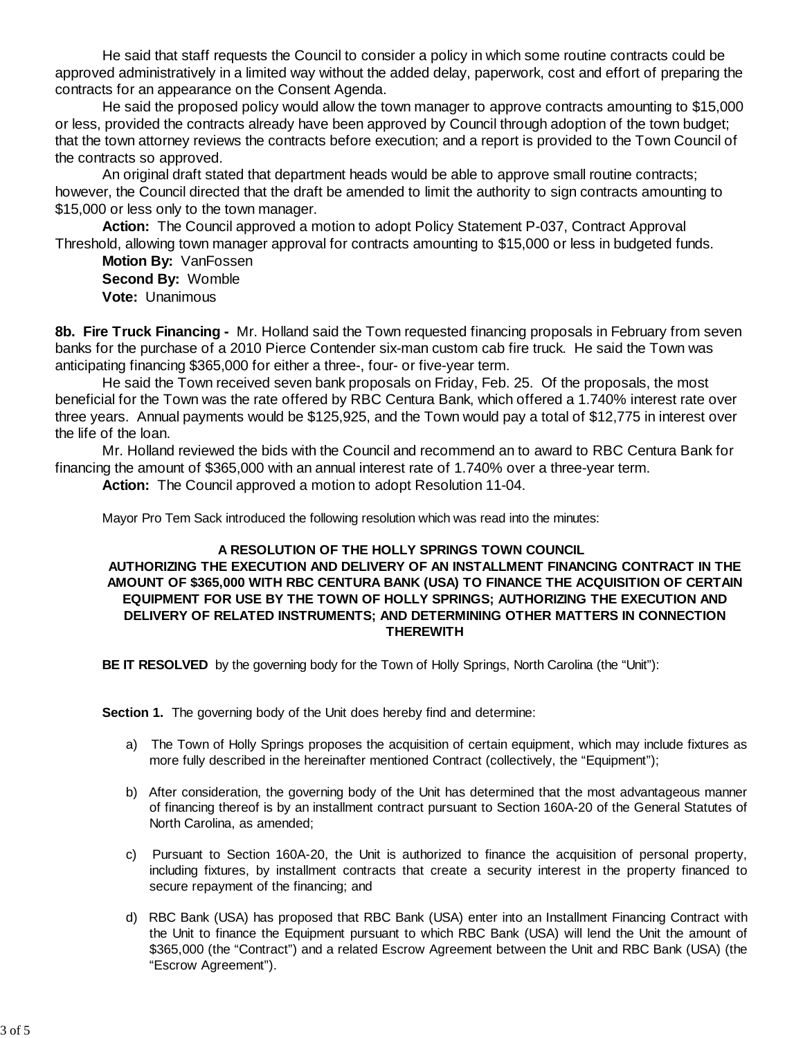He said that staff requests the Council to consider a policy in which some routine contracts could be approved administratively in a limited way without the added delay, paperwork, cost and effort of preparing the contracts for an appearance on the Consent Agenda.

He said the proposed policy would allow the town manager to approve contracts amounting to $15,000 or less, provided the contracts already have been approved by Council through adoption of the town budget; that the town attorney reviews the contracts before execution; and a report is provided to the Town Council of the contracts so approved.

An original draft stated that department heads would be able to approve small routine contracts; however, the Council directed that the draft be amended to limit the authority to sign contracts amounting to $15,000 or less only to the town manager.

**Action:** The Council approved a motion to adopt Policy Statement P-037, Contract Approval Threshold, allowing town manager approval for contracts amounting to $15,000 or less in budgeted funds.

**Motion By:** VanFossen
**Second By:** Womble
**Vote:** Unanimous

**8b. Fire Truck Financing -** Mr. Holland said the Town requested financing proposals in February from seven banks for the purchase of a 2010 Pierce Contender six-man custom cab fire truck. He said the Town was anticipating financing $365,000 for either a three-, four- or five-year term.

He said the Town received seven bank proposals on Friday, Feb. 25. Of the proposals, the most beneficial for the Town was the rate offered by RBC Centura Bank, which offered a 1.740% interest rate over three years. Annual payments would be $125,925, and the Town would pay a total of $12,775 in interest over the life of the loan.

Mr. Holland reviewed the bids with the Council and recommend an to award to RBC Centura Bank for financing the amount of $365,000 with an annual interest rate of 1.740% over a three-year term.

**Action:** The Council approved a motion to adopt Resolution 11-04.

Mayor Pro Tem Sack introduced the following resolution which was read into the minutes:

**A RESOLUTION OF THE HOLLY SPRINGS TOWN COUNCIL AUTHORIZING THE EXECUTION AND DELIVERY OF AN INSTALLMENT FINANCING CONTRACT IN THE AMOUNT OF $365,000 WITH RBC CENTURA BANK (USA) TO FINANCE THE ACQUISITION OF CERTAIN EQUIPMENT FOR USE BY THE TOWN OF HOLLY SPRINGS; AUTHORIZING THE EXECUTION AND DELIVERY OF RELATED INSTRUMENTS; AND DETERMINING OTHER MATTERS IN CONNECTION THEREWITH**

**BE IT RESOLVED** by the governing body for the Town of Holly Springs, North Carolina (the "Unit"):

**Section 1.** The governing body of the Unit does hereby find and determine:

a) The Town of Holly Springs proposes the acquisition of certain equipment, which may include fixtures as more fully described in the hereinafter mentioned Contract (collectively, the "Equipment");

b) After consideration, the governing body of the Unit has determined that the most advantageous manner of financing thereof is by an installment contract pursuant to Section 160A-20 of the General Statutes of North Carolina, as amended;

c) Pursuant to Section 160A-20, the Unit is authorized to finance the acquisition of personal property, including fixtures, by installment contracts that create a security interest in the property financed to secure repayment of the financing; and

d) RBC Bank (USA) has proposed that RBC Bank (USA) enter into an Installment Financing Contract with the Unit to finance the Equipment pursuant to which RBC Bank (USA) will lend the Unit the amount of $365,000 (the "Contract") and a related Escrow Agreement between the Unit and RBC Bank (USA) (the "Escrow Agreement").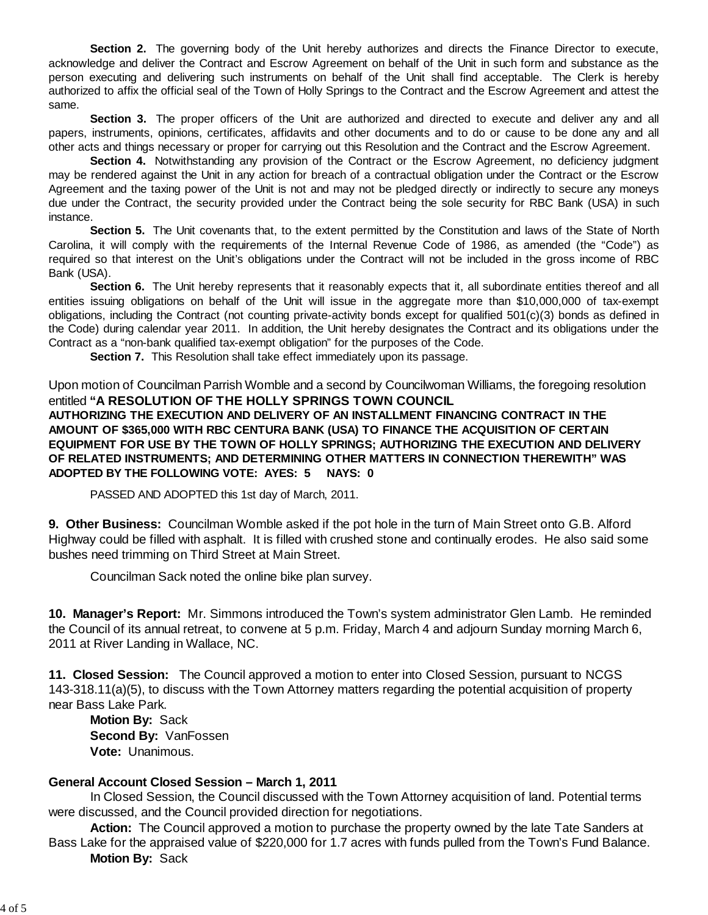**Section 2.** The governing body of the Unit hereby authorizes and directs the Finance Director to execute, acknowledge and deliver the Contract and Escrow Agreement on behalf of the Unit in such form and substance as the person executing and delivering such instruments on behalf of the Unit shall find acceptable. The Clerk is hereby authorized to affix the official seal of the Town of Holly Springs to the Contract and the Escrow Agreement and attest the same.

**Section 3.** The proper officers of the Unit are authorized and directed to execute and deliver any and all papers, instruments, opinions, certificates, affidavits and other documents and to do or cause to be done any and all other acts and things necessary or proper for carrying out this Resolution and the Contract and the Escrow Agreement.

**Section 4.** Notwithstanding any provision of the Contract or the Escrow Agreement, no deficiency judgment may be rendered against the Unit in any action for breach of a contractual obligation under the Contract or the Escrow Agreement and the taxing power of the Unit is not and may not be pledged directly or indirectly to secure any moneys due under the Contract, the security provided under the Contract being the sole security for RBC Bank (USA) in such instance.

**Section 5.** The Unit covenants that, to the extent permitted by the Constitution and laws of the State of North Carolina, it will comply with the requirements of the Internal Revenue Code of 1986, as amended (the "Code") as required so that interest on the Unit's obligations under the Contract will not be included in the gross income of RBC Bank (USA).

**Section 6.** The Unit hereby represents that it reasonably expects that it, all subordinate entities thereof and all entities issuing obligations on behalf of the Unit will issue in the aggregate more than $10,000,000 of tax-exempt obligations, including the Contract (not counting private-activity bonds except for qualified 501(c)(3) bonds as defined in the Code) during calendar year 2011. In addition, the Unit hereby designates the Contract and its obligations under the Contract as a "non-bank qualified tax-exempt obligation" for the purposes of the Code.

**Section 7.** This Resolution shall take effect immediately upon its passage.

Upon motion of Councilman Parrish Womble and a second by Councilwoman Williams, the foregoing resolution entitled **"A RESOLUTION OF THE HOLLY SPRINGS TOWN COUNCIL AUTHORIZING THE EXECUTION AND DELIVERY OF AN INSTALLMENT FINANCING CONTRACT IN THE AMOUNT OF $365,000 WITH RBC CENTURA BANK (USA) TO FINANCE THE ACQUISITION OF CERTAIN EQUIPMENT FOR USE BY THE TOWN OF HOLLY SPRINGS; AUTHORIZING THE EXECUTION AND DELIVERY OF RELATED INSTRUMENTS; AND DETERMINING OTHER MATTERS IN CONNECTION THEREWITH" WAS ADOPTED BY THE FOLLOWING VOTE: AYES: 5 NAYS: 0**

PASSED AND ADOPTED this 1st day of March, 2011.

**9. Other Business:** Councilman Womble asked if the pot hole in the turn of Main Street onto G.B. Alford Highway could be filled with asphalt. It is filled with crushed stone and continually erodes. He also said some bushes need trimming on Third Street at Main Street.

Councilman Sack noted the online bike plan survey.

**10. Manager's Report:** Mr. Simmons introduced the Town's system administrator Glen Lamb. He reminded the Council of its annual retreat, to convene at 5 p.m. Friday, March 4 and adjourn Sunday morning March 6, 2011 at River Landing in Wallace, NC.

**11. Closed Session:** The Council approved a motion to enter into Closed Session, pursuant to NCGS 143-318.11(a)(5), to discuss with the Town Attorney matters regarding the potential acquisition of property near Bass Lake Park.

**Motion By:** Sack
**Second By:** VanFossen
**Vote:** Unanimous.

**General Account Closed Session – March 1, 2011**

In Closed Session, the Council discussed with the Town Attorney acquisition of land. Potential terms were discussed, and the Council provided direction for negotiations.

**Action:** The Council approved a motion to purchase the property owned by the late Tate Sanders at Bass Lake for the appraised value of $220,000 for 1.7 acres with funds pulled from the Town's Fund Balance.

**Motion By:** Sack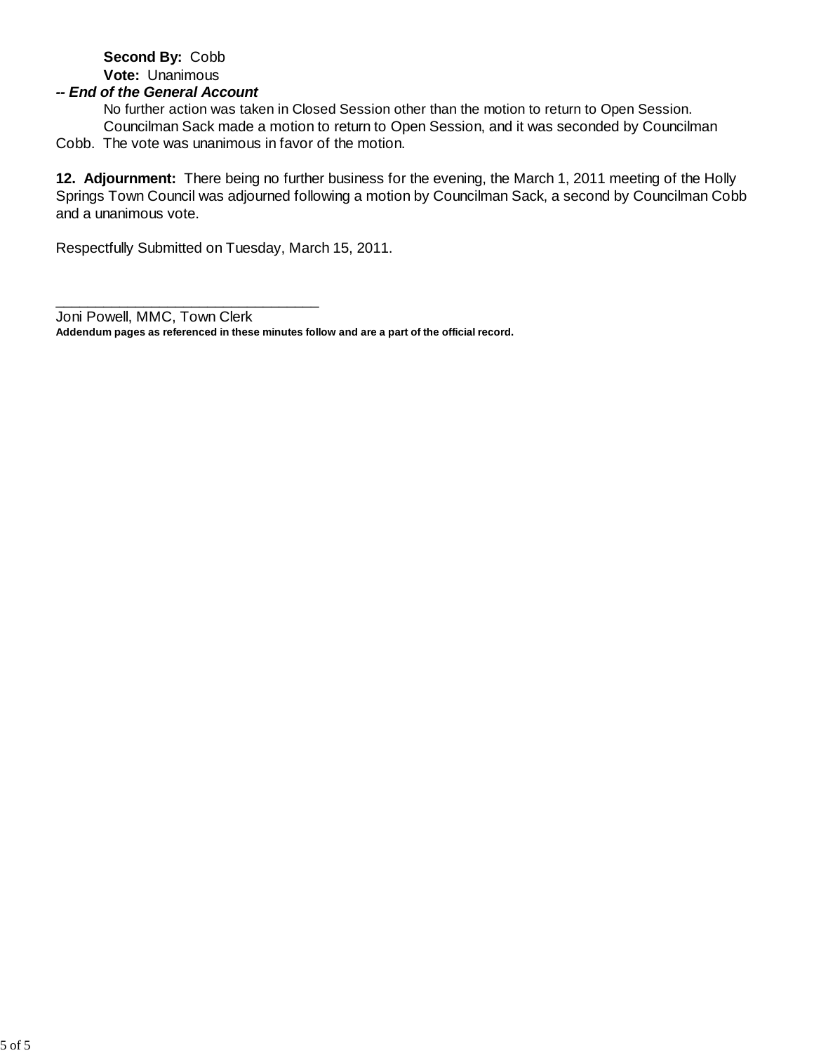**Second By:** Cobb

**Vote:** Unanimous

***-- End of the General Account***

No further action was taken in Closed Session other than the motion to return to Open Session.

Councilman Sack made a motion to return to Open Session, and it was seconded by Councilman Cobb. The vote was unanimous in favor of the motion.

**12. Adjournment:** There being no further business for the evening, the March 1, 2011 meeting of the Holly Springs Town Council was adjourned following a motion by Councilman Sack, a second by Councilman Cobb and a unanimous vote.

Respectfully Submitted on Tuesday, March 15, 2011.

_________________________________

Joni Powell, MMC, Town Clerk

**Addendum pages as referenced in these minutes follow and are a part of the official record.**